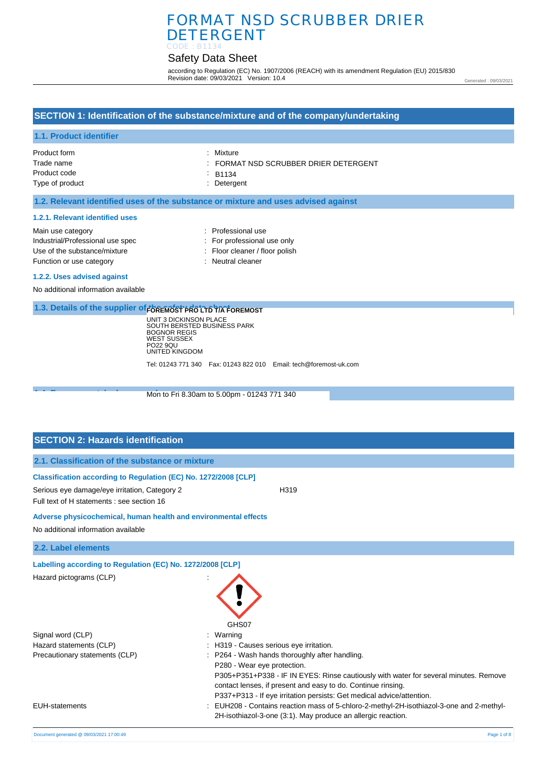# FORMAT NSD SCRUBBER DRIER DETERGENT

CODE : B1134

## Safety Data Sheet

according to Regulation (EC) No. 1907/2006 (REACH) with its amendment Regulation (EU) 2015/830
Revision date: 09/03/2021 Version: 10.4

Generated : 09/03/2021

## SECTION 1: Identification of the substance/mixture and of the company/undertaking

### 1.1. Product identifier

| | |
|---|---|
| Product form | : Mixture |
| Trade name | : FORMAT NSD SCRUBBER DRIER DETERGENT |
| Product code | : B1134 |
| Type of product | : Detergent |

### 1.2. Relevant identified uses of the substance or mixture and uses advised against

#### 1.2.1. Relevant identified uses

| | |
|---|---|
| Main use category | : Professional use |
| Industrial/Professional use spec | : For professional use only |
| Use of the substance/mixture | : Floor cleaner / floor polish |
| Function or use category | : Neutral cleaner |

#### 1.2.2. Uses advised against

No additional information available

### 1.3. Details of the supplier of the safety data sheet

**FOREMOST PRO LTD T/A FOREMOST**
UNIT 3 DICKINSON PLACE
SOUTH BERSTED BUSINESS PARK
BOGNOR REGIS
WEST SUSSEX
PO22 9QU
UNITED KINGDOM

Tel: 01243 771 340 Fax: 01243 822 010 Email: tech@foremost-uk.com

### 1.4. Emergency telephone number

Mon to Fri 8.30am to 5.00pm - 01243 771 340

## SECTION 2: Hazards identification

### 2.1. Classification of the substance or mixture

#### Classification according to Regulation (EC) No. 1272/2008 [CLP]

Serious eye damage/eye irritation, Category 2 H319

Full text of H statements : see section 16

#### Adverse physicochemical, human health and environmental effects

No additional information available

### 2.2. Label elements

#### Labelling according to Regulation (EC) No. 1272/2008 [CLP]

Hazard pictograms (CLP) :

GHS07

| | |
|---|---|
| Signal word (CLP) | : Warning |
| Hazard statements (CLP) | : H319 - Causes serious eye irritation. |
| Precautionary statements (CLP) | : P264 - Wash hands thoroughly after handling.<br>P280 - Wear eye protection.<br>P305+P351+P338 - IF IN EYES: Rinse cautiously with water for several minutes. Remove contact lenses, if present and easy to do. Continue rinsing.<br>P337+P313 - If eye irritation persists: Get medical advice/attention. |
| EUH-statements | : EUH208 - Contains reaction mass of 5-chloro-2-methyl-2H-isothiazol-3-one and 2-methyl-2H-isothiazol-3-one (3:1). May produce an allergic reaction. |

Document generated @ 09/03/2021 17:00:49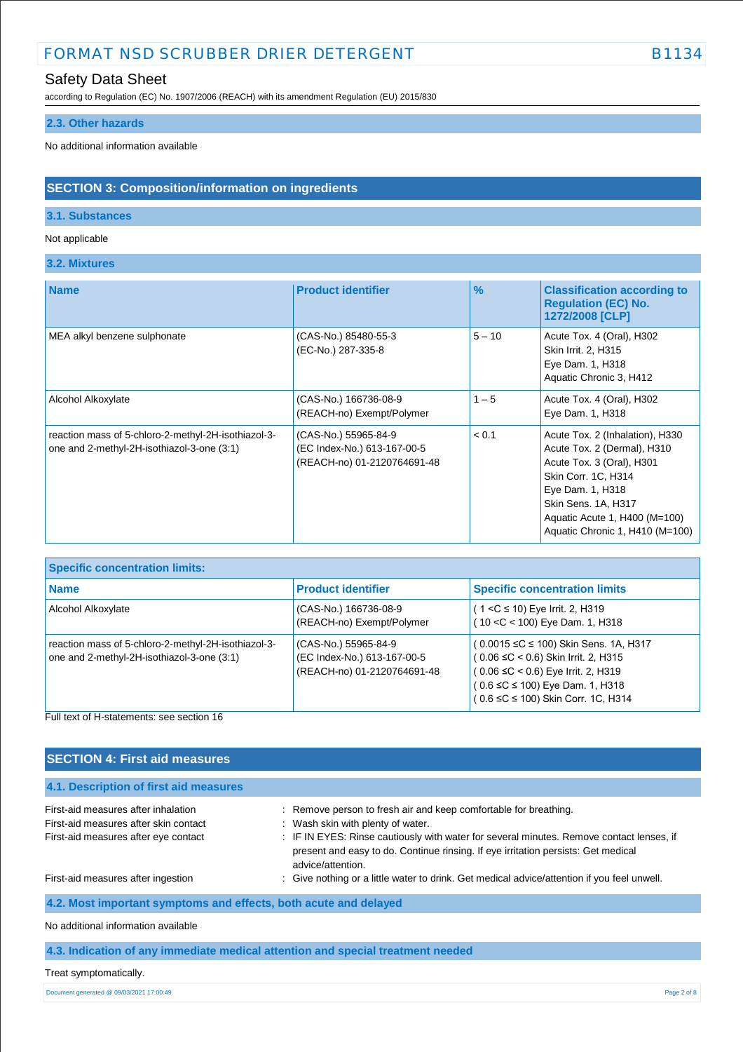### 2.3. Other hazards

No additional information available

## SECTION 3: Composition/information on ingredients

### 3.1. Substances

Not applicable

### 3.2. Mixtures

| Name | Product identifier | % | Classification according to Regulation (EC) No. 1272/2008 [CLP] |
|---|---|---|---|
| MEA alkyl benzene sulphonate | (CAS-No.) 85480-55-3<br>(EC-No.) 287-335-8 | 5 – 10 | Acute Tox. 4 (Oral), H302<br>Skin Irrit. 2, H315<br>Eye Dam. 1, H318<br>Aquatic Chronic 3, H412 |
| Alcohol Alkoxylate | (CAS-No.) 166736-08-9<br>(REACH-no) Exempt/Polymer | 1 – 5 | Acute Tox. 4 (Oral), H302<br>Eye Dam. 1, H318 |
| reaction mass of 5-chloro-2-methyl-2H-isothiazol-3-one and 2-methyl-2H-isothiazol-3-one (3:1) | (CAS-No.) 55965-84-9<br>(EC Index-No.) 613-167-00-5<br>(REACH-no) 01-2120764691-48 | < 0.1 | Acute Tox. 2 (Inhalation), H330<br>Acute Tox. 2 (Dermal), H310<br>Acute Tox. 3 (Oral), H301<br>Skin Corr. 1C, H314<br>Eye Dam. 1, H318<br>Skin Sens. 1A, H317<br>Aquatic Acute 1, H400 (M=100)<br>Aquatic Chronic 1, H410 (M=100) |

| Specific concentration limits: | | |
|---|---|---|
| **Name** | **Product identifier** | **Specific concentration limits** |
| Alcohol Alkoxylate | (CAS-No.) 166736-08-9<br>(REACH-no) Exempt/Polymer | ( 1 <C ≤ 10) Eye Irrit. 2, H319<br>( 10 <C < 100) Eye Dam. 1, H318 |
| reaction mass of 5-chloro-2-methyl-2H-isothiazol-3-one and 2-methyl-2H-isothiazol-3-one (3:1) | (CAS-No.) 55965-84-9<br>(EC Index-No.) 613-167-00-5<br>(REACH-no) 01-2120764691-48 | ( 0.0015 ≤C ≤ 100) Skin Sens. 1A, H317<br>( 0.06 ≤C < 0.6) Skin Irrit. 2, H315<br>( 0.06 ≤C < 0.6) Eye Irrit. 2, H319<br>( 0.6 ≤C ≤ 100) Eye Dam. 1, H318<br>( 0.6 ≤C ≤ 100) Skin Corr. 1C, H314 |

Full text of H-statements: see section 16

## SECTION 4: First aid measures

### 4.1. Description of first aid measures

First-aid measures after inhalation : Remove person to fresh air and keep comfortable for breathing.

First-aid measures after skin contact : Wash skin with plenty of water.

First-aid measures after eye contact : IF IN EYES: Rinse cautiously with water for several minutes. Remove contact lenses, if present and easy to do. Continue rinsing. If eye irritation persists: Get medical advice/attention.

First-aid measures after ingestion : Give nothing or a little water to drink. Get medical advice/attention if you feel unwell.

### 4.2. Most important symptoms and effects, both acute and delayed

No additional information available

### 4.3. Indication of any immediate medical attention and special treatment needed

Treat symptomatically.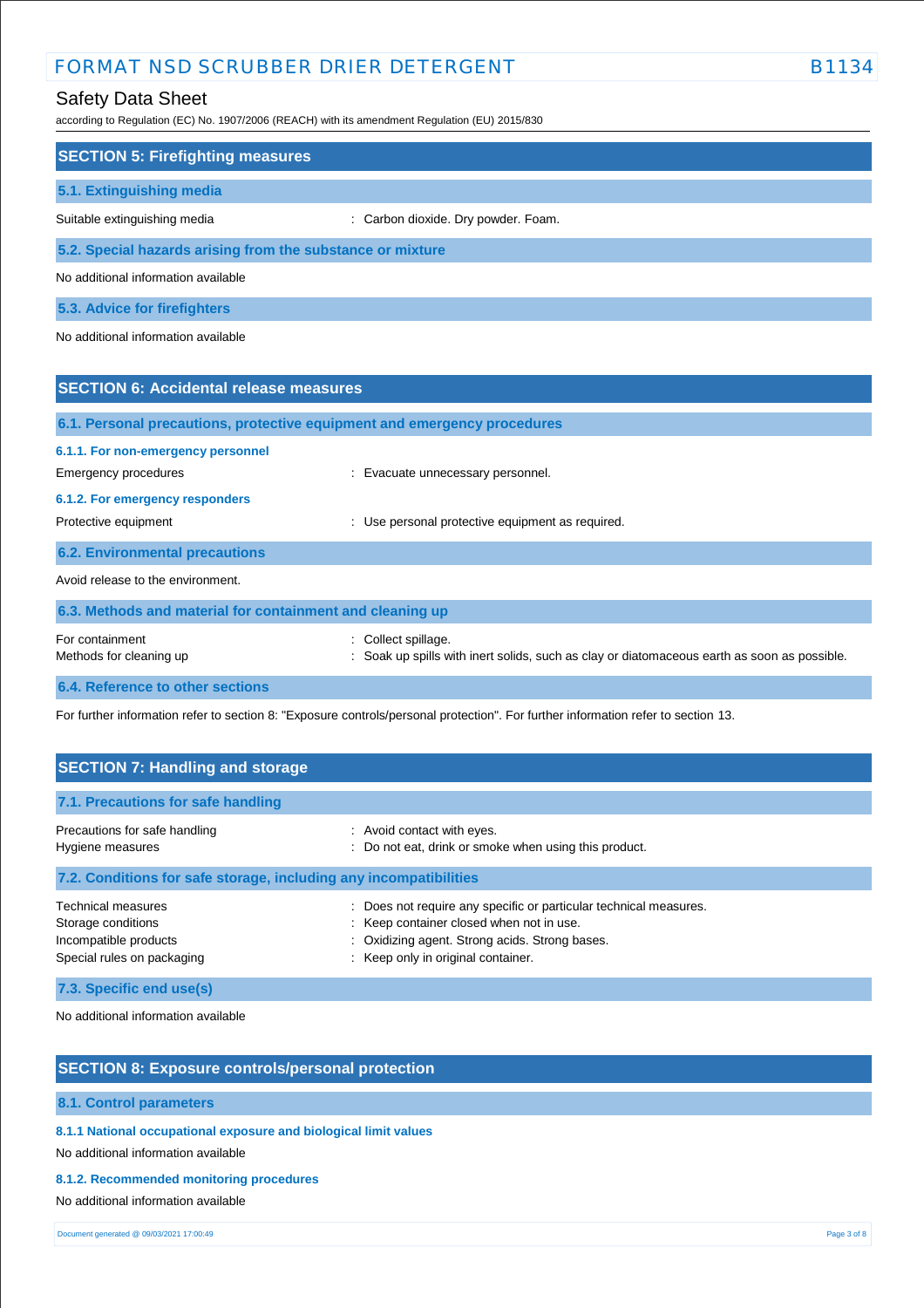## SECTION 5: Firefighting measures

### 5.1. Extinguishing media

Suitable extinguishing media : Carbon dioxide. Dry powder. Foam.

### 5.2. Special hazards arising from the substance or mixture

No additional information available

### 5.3. Advice for firefighters

No additional information available

## SECTION 6: Accidental release measures

### 6.1. Personal precautions, protective equipment and emergency procedures

#### 6.1.1. For non-emergency personnel

Emergency procedures : Evacuate unnecessary personnel.

#### 6.1.2. For emergency responders

Protective equipment : Use personal protective equipment as required.

### 6.2. Environmental precautions

Avoid release to the environment.

### 6.3. Methods and material for containment and cleaning up

For containment : Collect spillage.
Methods for cleaning up : Soak up spills with inert solids, such as clay or diatomaceous earth as soon as possible.

### 6.4. Reference to other sections

For further information refer to section 8: "Exposure controls/personal protection". For further information refer to section 13.

## SECTION 7: Handling and storage

### 7.1. Precautions for safe handling

Precautions for safe handling : Avoid contact with eyes.
Hygiene measures : Do not eat, drink or smoke when using this product.

### 7.2. Conditions for safe storage, including any incompatibilities

Technical measures : Does not require any specific or particular technical measures.
Storage conditions : Keep container closed when not in use.
Incompatible products : Oxidizing agent. Strong acids. Strong bases.
Special rules on packaging : Keep only in original container.

### 7.3. Specific end use(s)

No additional information available

## SECTION 8: Exposure controls/personal protection

### 8.1. Control parameters

#### 8.1.1 National occupational exposure and biological limit values

No additional information available

#### 8.1.2. Recommended monitoring procedures

No additional information available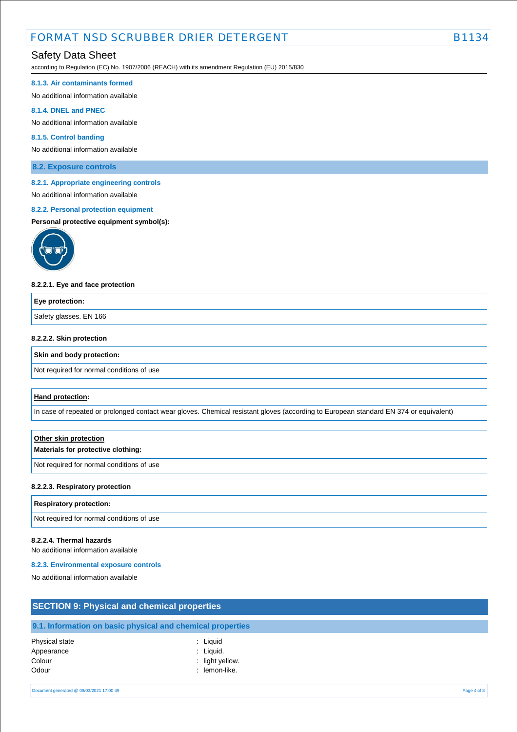#### 8.1.3. Air contaminants formed

No additional information available

#### 8.1.4. DNEL and PNEC

No additional information available

#### 8.1.5. Control banding

No additional information available

### 8.2. Exposure controls

#### 8.2.1. Appropriate engineering controls

No additional information available

#### 8.2.2. Personal protection equipment

**Personal protective equipment symbol(s):**

**8.2.2.1. Eye and face protection**

| Eye protection: |
| --- |
| Safety glasses. EN 166 |

**8.2.2.2. Skin protection**

| Skin and body protection: |
| --- |
| Not required for normal conditions of use |

| Hand protection: |
| --- |
| In case of repeated or prolonged contact wear gloves. Chemical resistant gloves (according to European standard EN 374 or equivalent) |

| Other skin protection<br>Materials for protective clothing: |
| --- |
| Not required for normal conditions of use |

**8.2.2.3. Respiratory protection**

| Respiratory protection: |
| --- |
| Not required for normal conditions of use |

**8.2.2.4. Thermal hazards**

No additional information available

#### 8.2.3. Environmental exposure controls

No additional information available

## SECTION 9: Physical and chemical properties

### 9.1. Information on basic physical and chemical properties

| | | |
| --- | --- | --- |
| Physical state | : | Liquid |
| Appearance | : | Liquid. |
| Colour | : | light yellow. |
| Odour | : | lemon-like. |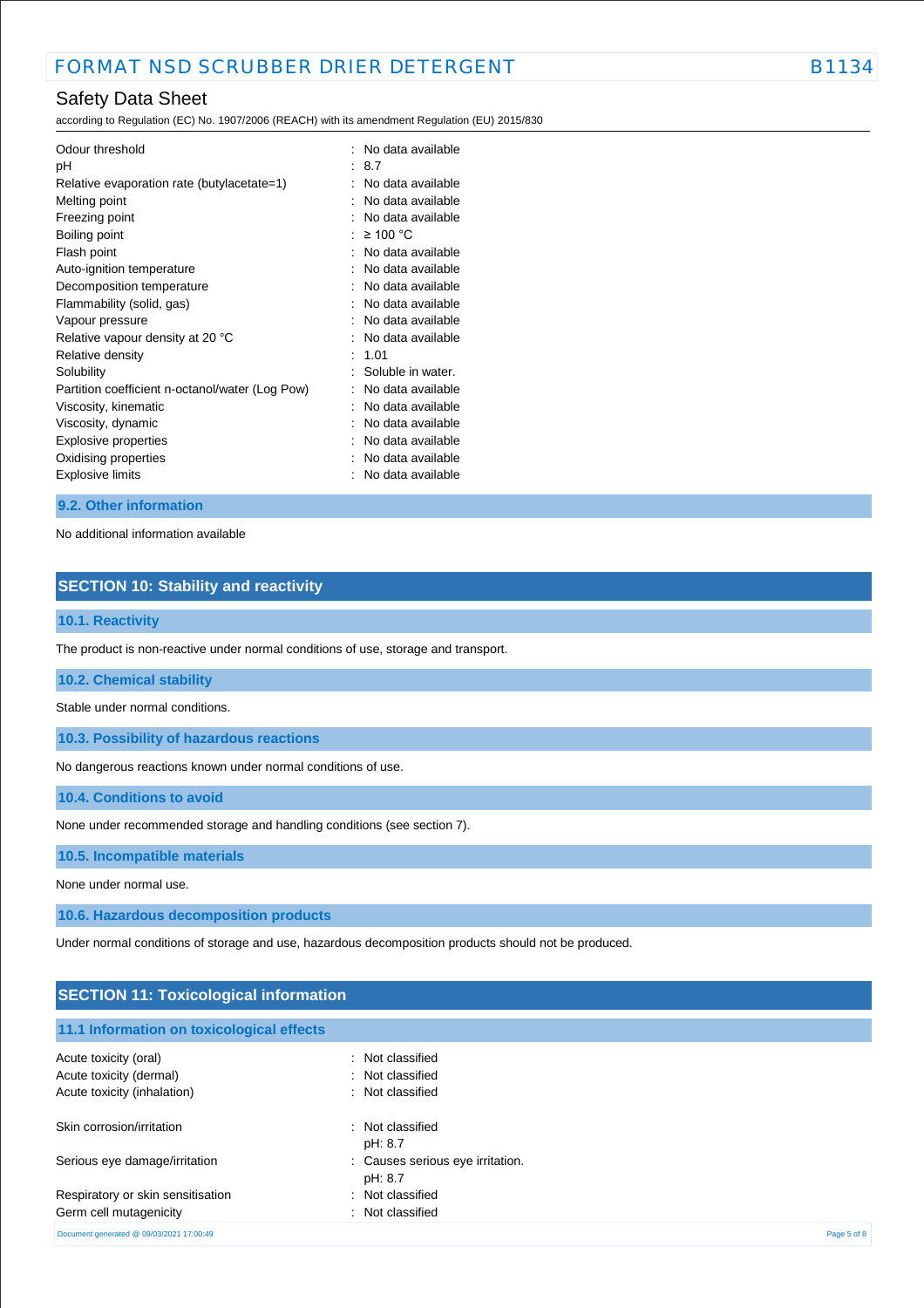| | |
|---|---|
| Odour threshold | : No data available |
| pH | : 8.7 |
| Relative evaporation rate (butylacetate=1) | : No data available |
| Melting point | : No data available |
| Freezing point | : No data available |
| Boiling point | : ≥ 100 °C |
| Flash point | : No data available |
| Auto-ignition temperature | : No data available |
| Decomposition temperature | : No data available |
| Flammability (solid, gas) | : No data available |
| Vapour pressure | : No data available |
| Relative vapour density at 20 °C | : No data available |
| Relative density | : 1.01 |
| Solubility | : Soluble in water. |
| Partition coefficient n-octanol/water (Log Pow) | : No data available |
| Viscosity, kinematic | : No data available |
| Viscosity, dynamic | : No data available |
| Explosive properties | : No data available |
| Oxidising properties | : No data available |
| Explosive limits | : No data available |

### 9.2. Other information

No additional information available

## SECTION 10: Stability and reactivity

### 10.1. Reactivity

The product is non-reactive under normal conditions of use, storage and transport.

### 10.2. Chemical stability

Stable under normal conditions.

### 10.3. Possibility of hazardous reactions

No dangerous reactions known under normal conditions of use.

### 10.4. Conditions to avoid

None under recommended storage and handling conditions (see section 7).

### 10.5. Incompatible materials

None under normal use.

### 10.6. Hazardous decomposition products

Under normal conditions of storage and use, hazardous decomposition products should not be produced.

## SECTION 11: Toxicological information

### 11.1 Information on toxicological effects

| | |
|---|---|
| Acute toxicity (oral) | : Not classified |
| Acute toxicity (dermal) | : Not classified |
| Acute toxicity (inhalation) | : Not classified |
| Skin corrosion/irritation | : Not classified<br>pH: 8.7 |
| Serious eye damage/irritation | : Causes serious eye irritation.<br>pH: 8.7 |
| Respiratory or skin sensitisation | : Not classified |
| Germ cell mutagenicity | : Not classified |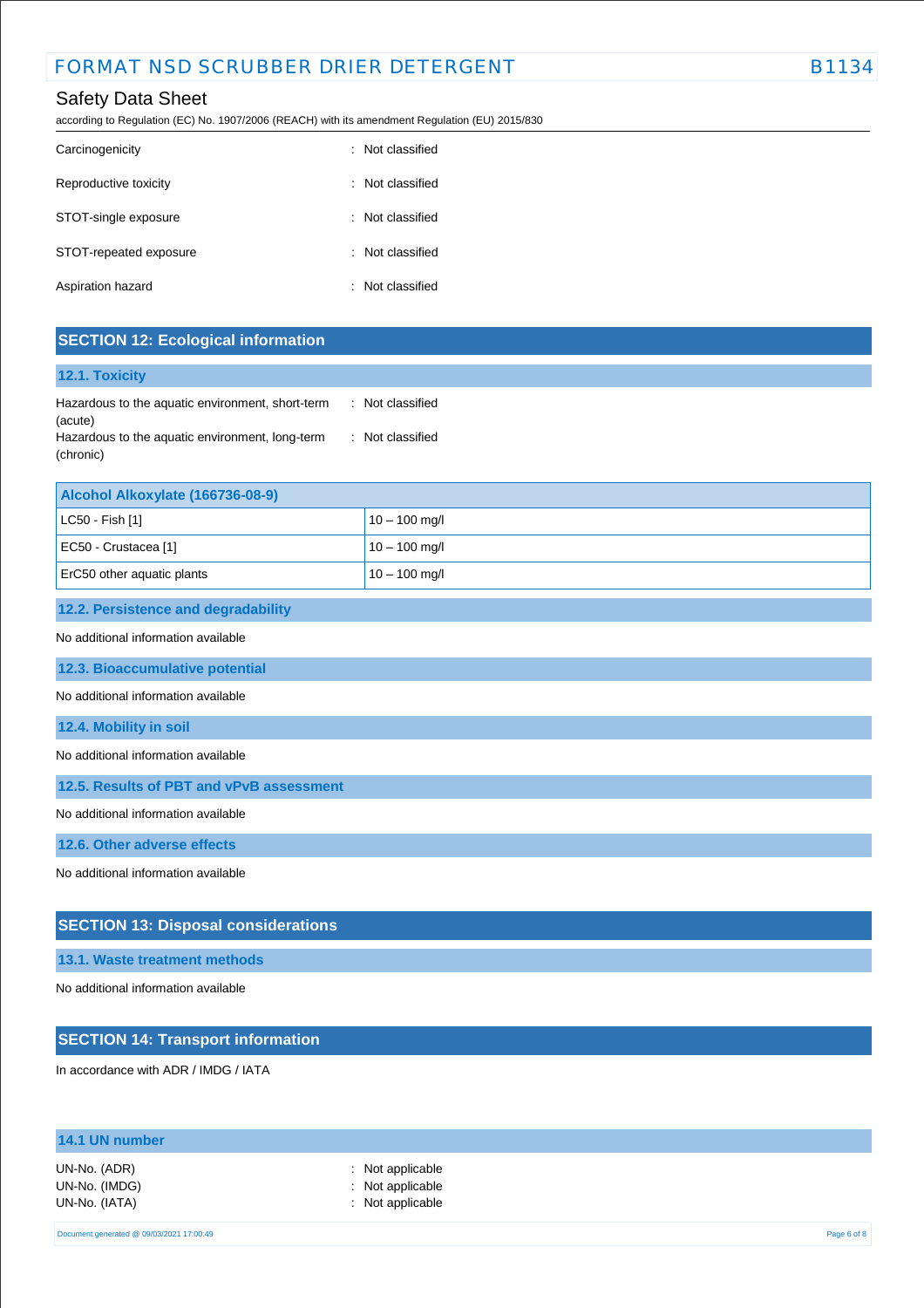| | |
|---|---|
| Carcinogenicity | : Not classified |
| Reproductive toxicity | : Not classified |
| STOT-single exposure | : Not classified |
| STOT-repeated exposure | : Not classified |
| Aspiration hazard | : Not classified |

## SECTION 12: Ecological information

### 12.1. Toxicity

| | |
|---|---|
| Hazardous to the aquatic environment, short-term (acute) | : Not classified |
| Hazardous to the aquatic environment, long-term (chronic) | : Not classified |

| Alcohol Alkoxylate (166736-08-9) | |
|---|---|
| LC50 - Fish [1] | 10 – 100 mg/l |
| EC50 - Crustacea [1] | 10 – 100 mg/l |
| ErC50 other aquatic plants | 10 – 100 mg/l |

### 12.2. Persistence and degradability

No additional information available

### 12.3. Bioaccumulative potential

No additional information available

### 12.4. Mobility in soil

No additional information available

### 12.5. Results of PBT and vPvB assessment

No additional information available

### 12.6. Other adverse effects

No additional information available

## SECTION 13: Disposal considerations

### 13.1. Waste treatment methods

No additional information available

## SECTION 14: Transport information

In accordance with ADR / IMDG / IATA

### 14.1 UN number

| | |
|---|---|
| UN-No. (ADR) | : Not applicable |
| UN-No. (IMDG) | : Not applicable |
| UN-No. (IATA) | : Not applicable |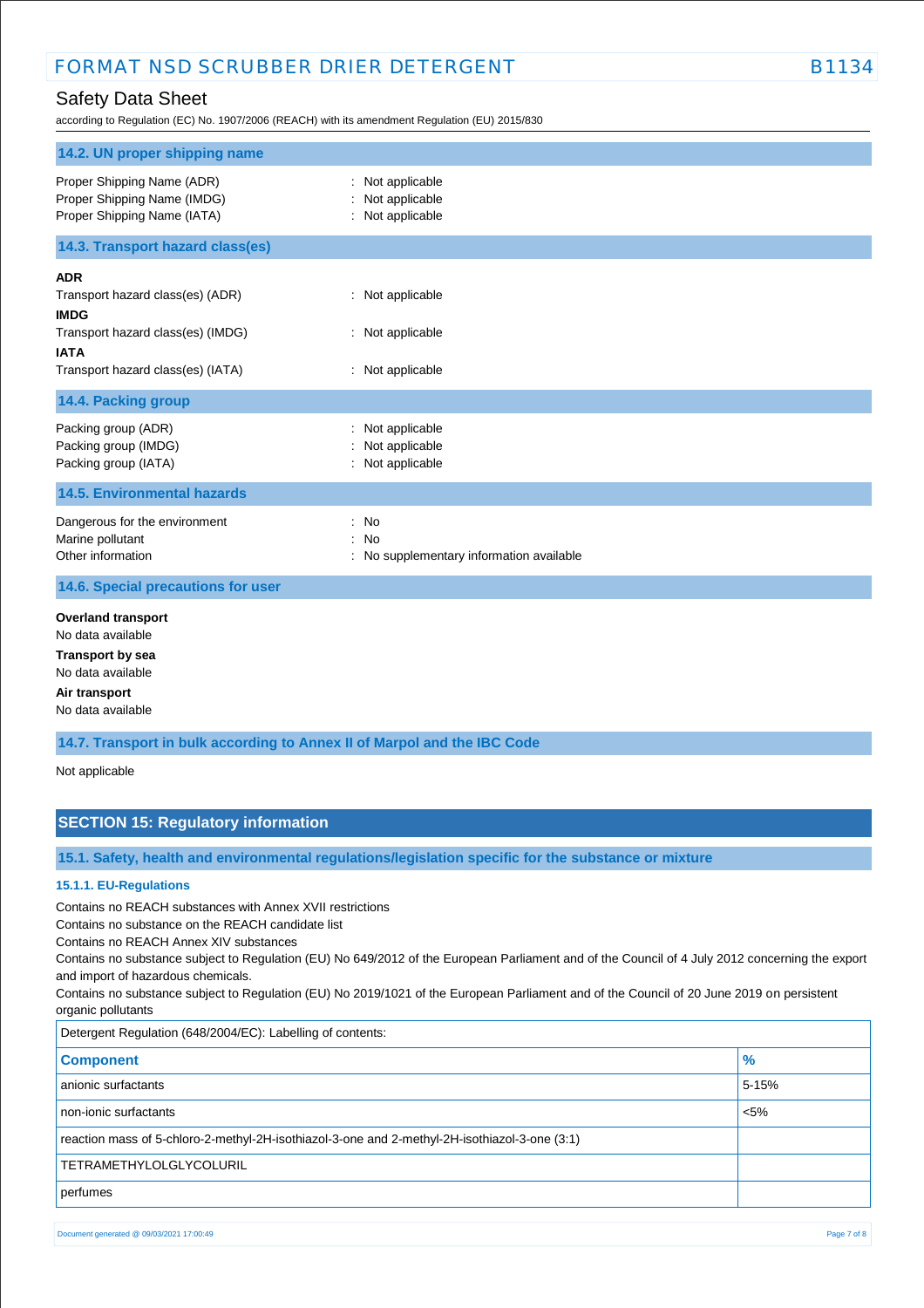### 14.2. UN proper shipping name

Proper Shipping Name (ADR) : Not applicable
Proper Shipping Name (IMDG) : Not applicable
Proper Shipping Name (IATA) : Not applicable

### 14.3. Transport hazard class(es)

**ADR**
Transport hazard class(es) (ADR) : Not applicable
**IMDG**
Transport hazard class(es) (IMDG) : Not applicable
**IATA**
Transport hazard class(es) (IATA) : Not applicable

### 14.4. Packing group

Packing group (ADR) : Not applicable
Packing group (IMDG) : Not applicable
Packing group (IATA) : Not applicable

### 14.5. Environmental hazards

Dangerous for the environment : No
Marine pollutant : No
Other information : No supplementary information available

### 14.6. Special precautions for user

**Overland transport**
No data available
**Transport by sea**
No data available
**Air transport**
No data available

### 14.7. Transport in bulk according to Annex II of Marpol and the IBC Code

Not applicable

## SECTION 15: Regulatory information

### 15.1. Safety, health and environmental regulations/legislation specific for the substance or mixture

#### 15.1.1. EU-Regulations

Contains no REACH substances with Annex XVII restrictions
Contains no substance on the REACH candidate list
Contains no REACH Annex XIV substances
Contains no substance subject to Regulation (EU) No 649/2012 of the European Parliament and of the Council of 4 July 2012 concerning the export and import of hazardous chemicals.
Contains no substance subject to Regulation (EU) No 2019/1021 of the European Parliament and of the Council of 20 June 2019 on persistent organic pollutants

Detergent Regulation (648/2004/EC): Labelling of contents:

| Component | % |
|---|---|
| anionic surfactants | 5-15% |
| non-ionic surfactants | <5% |
| reaction mass of 5-chloro-2-methyl-2H-isothiazol-3-one and 2-methyl-2H-isothiazol-3-one (3:1) | |
| TETRAMETHYLOLGLYCOLURIL | |
| perfumes | |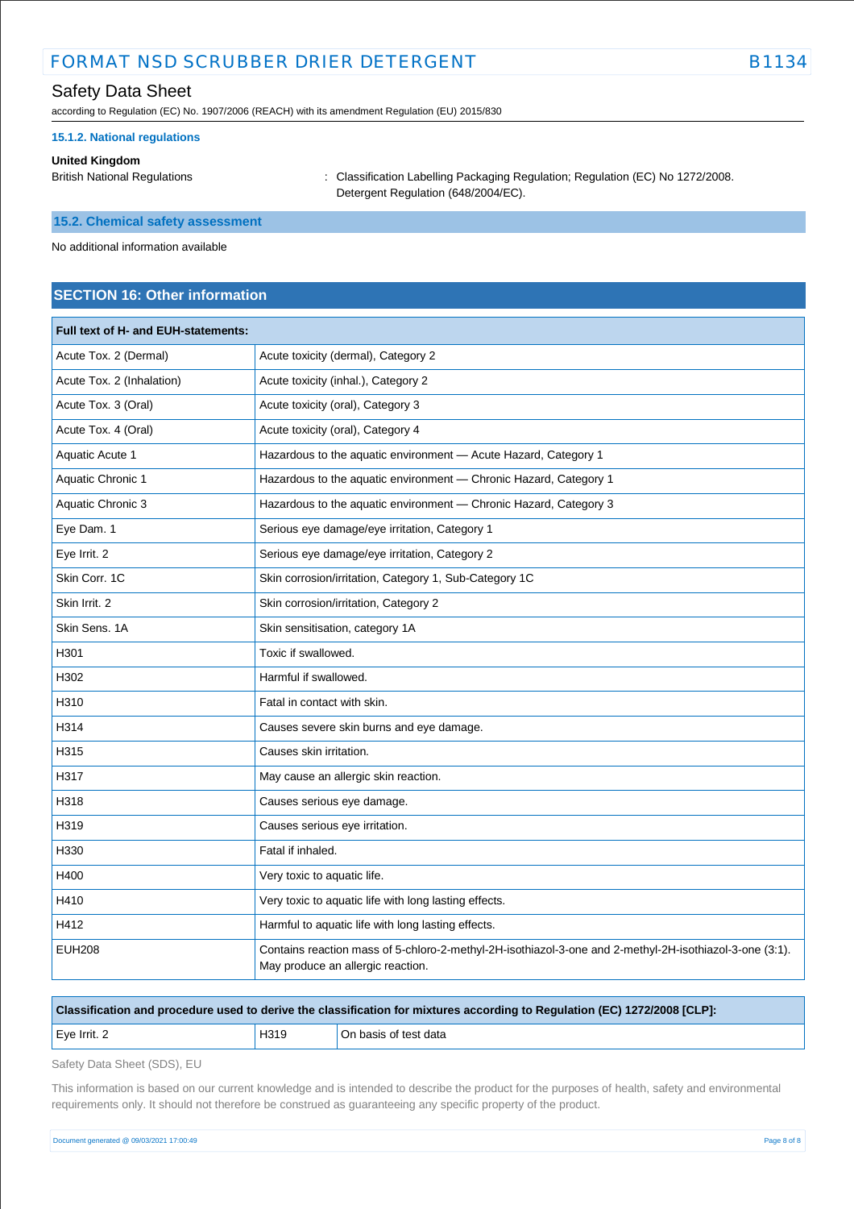#### 15.1.2. National regulations

**United Kingdom**

British National Regulations : Classification Labelling Packaging Regulation; Regulation (EC) No 1272/2008. Detergent Regulation (648/2004/EC).

### 15.2. Chemical safety assessment

No additional information available

## SECTION 16: Other information

| Full text of H- and EUH-statements: | |
|---|---|
| Acute Tox. 2 (Dermal) | Acute toxicity (dermal), Category 2 |
| Acute Tox. 2 (Inhalation) | Acute toxicity (inhal.), Category 2 |
| Acute Tox. 3 (Oral) | Acute toxicity (oral), Category 3 |
| Acute Tox. 4 (Oral) | Acute toxicity (oral), Category 4 |
| Aquatic Acute 1 | Hazardous to the aquatic environment — Acute Hazard, Category 1 |
| Aquatic Chronic 1 | Hazardous to the aquatic environment — Chronic Hazard, Category 1 |
| Aquatic Chronic 3 | Hazardous to the aquatic environment — Chronic Hazard, Category 3 |
| Eye Dam. 1 | Serious eye damage/eye irritation, Category 1 |
| Eye Irrit. 2 | Serious eye damage/eye irritation, Category 2 |
| Skin Corr. 1C | Skin corrosion/irritation, Category 1, Sub-Category 1C |
| Skin Irrit. 2 | Skin corrosion/irritation, Category 2 |
| Skin Sens. 1A | Skin sensitisation, category 1A |
| H301 | Toxic if swallowed. |
| H302 | Harmful if swallowed. |
| H310 | Fatal in contact with skin. |
| H314 | Causes severe skin burns and eye damage. |
| H315 | Causes skin irritation. |
| H317 | May cause an allergic skin reaction. |
| H318 | Causes serious eye damage. |
| H319 | Causes serious eye irritation. |
| H330 | Fatal if inhaled. |
| H400 | Very toxic to aquatic life. |
| H410 | Very toxic to aquatic life with long lasting effects. |
| H412 | Harmful to aquatic life with long lasting effects. |
| EUH208 | Contains reaction mass of 5-chloro-2-methyl-2H-isothiazol-3-one and 2-methyl-2H-isothiazol-3-one (3:1). May produce an allergic reaction. |

| Classification and procedure used to derive the classification for mixtures according to Regulation (EC) 1272/2008 [CLP]: | | |
|---|---|---|
| Eye Irrit. 2 | H319 | On basis of test data |

Safety Data Sheet (SDS), EU

This information is based on our current knowledge and is intended to describe the product for the purposes of health, safety and environmental requirements only. It should not therefore be construed as guaranteeing any specific property of the product.